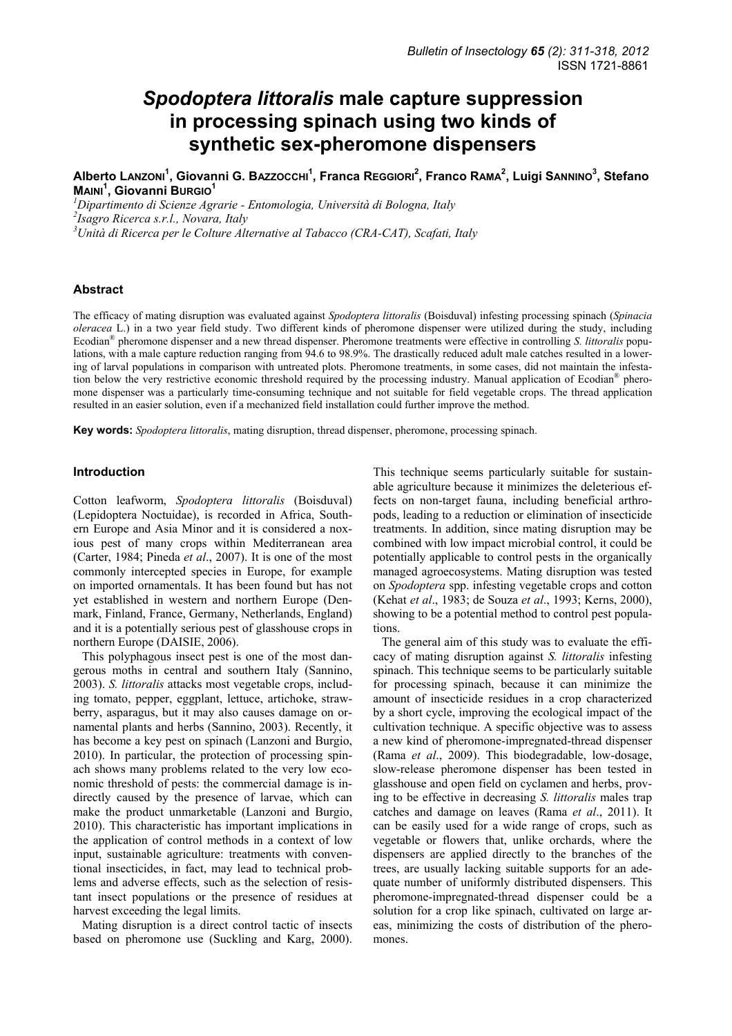# *Spodoptera littoralis* male capture suppression in processing spinach using two kinds of synthetic sex-pheromone dispensers

**Alberto Lanzoni[1], Giovanni G. Bazzocchi[1], Franca Reggiori[2], Franco Rama[2], Luigi Sannino[3], Stefano Maini[1], Giovanni Burgio[1]**

[1]*Dipartimento di Scienze Agrarie - Entomologia, Università di Bologna, Italy*
[2]*Isagro Ricerca s.r.l., Novara, Italy*
[3]*Unità di Ricerca per le Colture Alternative al Tabacco (CRA-CAT), Scafati, Italy*

## Abstract

The efficacy of mating disruption was evaluated against *Spodoptera littoralis* (Boisduval) infesting processing spinach (*Spinacia oleracea* L.) in a two year field study. Two different kinds of pheromone dispenser were utilized during the study, including Ecodian® pheromone dispenser and a new thread dispenser. Pheromone treatments were effective in controlling *S. littoralis* populations, with a male capture reduction ranging from 94.6 to 98.9%. The drastically reduced adult male catches resulted in a lowering of larval populations in comparison with untreated plots. Pheromone treatments, in some cases, did not maintain the infestation below the very restrictive economic threshold required by the processing industry. Manual application of Ecodian® pheromone dispenser was a particularly time-consuming technique and not suitable for field vegetable crops. The thread application resulted in an easier solution, even if a mechanized field installation could further improve the method.

**Key words:** *Spodoptera littoralis*, mating disruption, thread dispenser, pheromone, processing spinach.

## Introduction

Cotton leafworm, *Spodoptera littoralis* (Boisduval) (Lepidoptera Noctuidae), is recorded in Africa, Southern Europe and Asia Minor and it is considered a noxious pest of many crops within Mediterranean area (Carter, 1984; Pineda *et al*., 2007). It is one of the most commonly intercepted species in Europe, for example on imported ornamentals. It has been found but has not yet established in western and northern Europe (Denmark, Finland, France, Germany, Netherlands, England) and it is a potentially serious pest of glasshouse crops in northern Europe (DAISIE, 2006).

This polyphagous insect pest is one of the most dangerous moths in central and southern Italy (Sannino, 2003). *S. littoralis* attacks most vegetable crops, including tomato, pepper, eggplant, lettuce, artichoke, strawberry, asparagus, but it may also causes damage on ornamental plants and herbs (Sannino, 2003). Recently, it has become a key pest on spinach (Lanzoni and Burgio, 2010). In particular, the protection of processing spinach shows many problems related to the very low economic threshold of pests: the commercial damage is indirectly caused by the presence of larvae, which can make the product unmarketable (Lanzoni and Burgio, 2010). This characteristic has important implications in the application of control methods in a context of low input, sustainable agriculture: treatments with conventional insecticides, in fact, may lead to technical problems and adverse effects, such as the selection of resistant insect populations or the presence of residues at harvest exceeding the legal limits.

Mating disruption is a direct control tactic of insects based on pheromone use (Suckling and Karg, 2000). This technique seems particularly suitable for sustainable agriculture because it minimizes the deleterious effects on non-target fauna, including beneficial arthropods, leading to a reduction or elimination of insecticide treatments. In addition, since mating disruption may be combined with low impact microbial control, it could be potentially applicable to control pests in the organically managed agroecosystems. Mating disruption was tested on *Spodoptera* spp. infesting vegetable crops and cotton (Kehat *et al*., 1983; de Souza *et al*., 1993; Kerns, 2000), showing to be a potential method to control pest populations.

The general aim of this study was to evaluate the efficacy of mating disruption against *S. littoralis* infesting spinach. This technique seems to be particularly suitable for processing spinach, because it can minimize the amount of insecticide residues in a crop characterized by a short cycle, improving the ecological impact of the cultivation technique. A specific objective was to assess a new kind of pheromone-impregnated-thread dispenser (Rama *et al*., 2009). This biodegradable, low-dosage, slow-release pheromone dispenser has been tested in glasshouse and open field on cyclamen and herbs, proving to be effective in decreasing *S. littoralis* males trap catches and damage on leaves (Rama *et al*., 2011). It can be easily used for a wide range of crops, such as vegetable or flowers that, unlike orchards, where the dispensers are applied directly to the branches of the trees, are usually lacking suitable supports for an adequate number of uniformly distributed dispensers. This pheromone-impregnated-thread dispenser could be a solution for a crop like spinach, cultivated on large areas, minimizing the costs of distribution of the pheromones.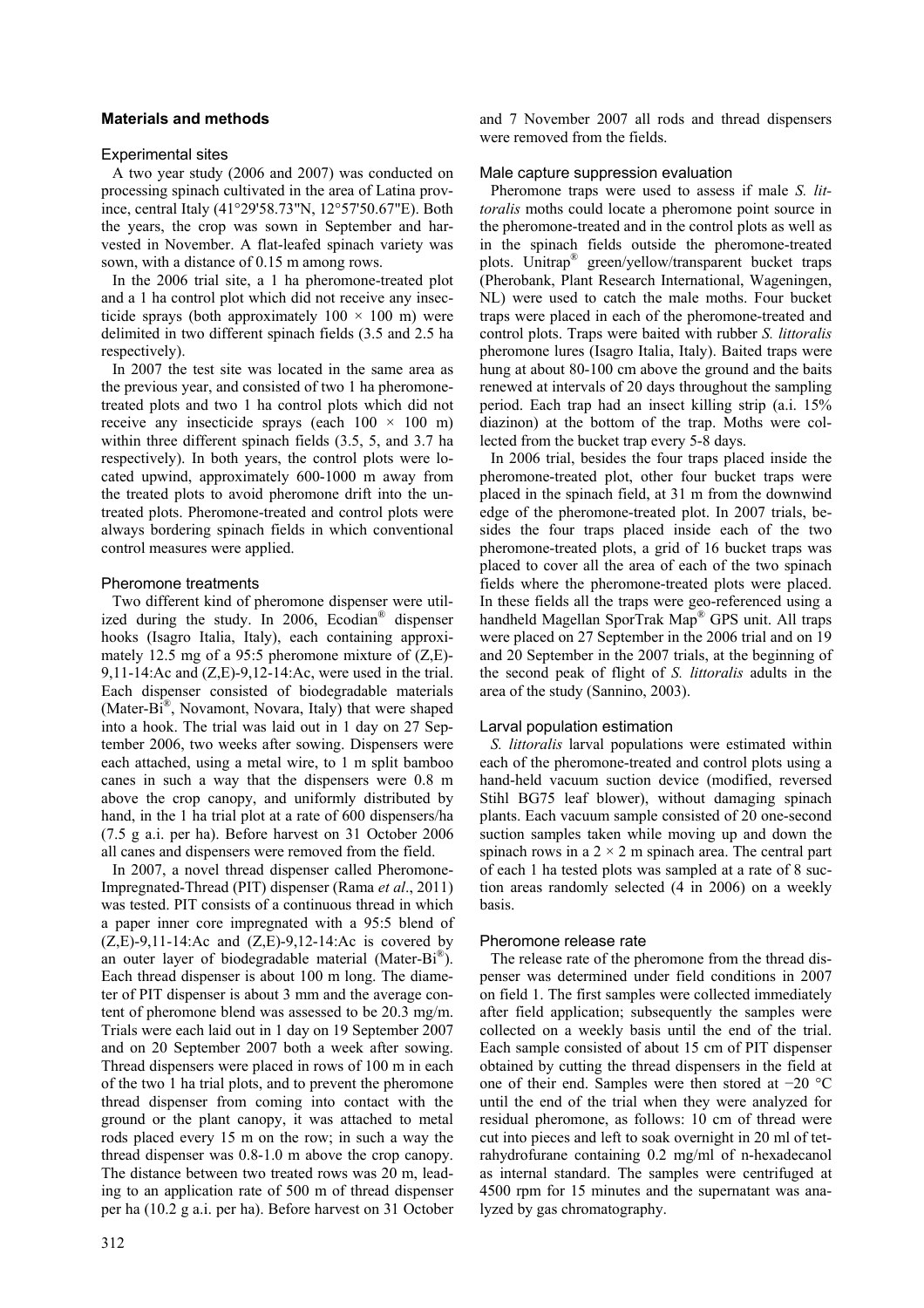## Materials and methods

### Experimental sites

A two year study (2006 and 2007) was conducted on processing spinach cultivated in the area of Latina province, central Italy (41°29'58.73"N, 12°57'50.67"E). Both the years, the crop was sown in September and harvested in November. A flat-leafed spinach variety was sown, with a distance of 0.15 m among rows.

In the 2006 trial site, a 1 ha pheromone-treated plot and a 1 ha control plot which did not receive any insecticide sprays (both approximately 100 × 100 m) were delimited in two different spinach fields (3.5 and 2.5 ha respectively).

In 2007 the test site was located in the same area as the previous year, and consisted of two 1 ha pheromone-treated plots and two 1 ha control plots which did not receive any insecticide sprays (each 100 × 100 m) within three different spinach fields (3.5, 5, and 3.7 ha respectively). In both years, the control plots were located upwind, approximately 600-1000 m away from the treated plots to avoid pheromone drift into the untreated plots. Pheromone-treated and control plots were always bordering spinach fields in which conventional control measures were applied.

### Pheromone treatments

Two different kind of pheromone dispenser were utilized during the study. In 2006, Ecodian® dispenser hooks (Isagro Italia, Italy), each containing approximately 12.5 mg of a 95:5 pheromone mixture of (Z,E)-9,11-14:Ac and (Z,E)-9,12-14:Ac, were used in the trial. Each dispenser consisted of biodegradable materials (Mater-Bi®, Novamont, Novara, Italy) that were shaped into a hook. The trial was laid out in 1 day on 27 September 2006, two weeks after sowing. Dispensers were each attached, using a metal wire, to 1 m split bamboo canes in such a way that the dispensers were 0.8 m above the crop canopy, and uniformly distributed by hand, in the 1 ha trial plot at a rate of 600 dispensers/ha (7.5 g a.i. per ha). Before harvest on 31 October 2006 all canes and dispensers were removed from the field.

In 2007, a novel thread dispenser called Pheromone-Impregnated-Thread (PIT) dispenser (Rama *et al*., 2011) was tested. PIT consists of a continuous thread in which a paper inner core impregnated with a 95:5 blend of (Z,E)-9,11-14:Ac and (Z,E)-9,12-14:Ac is covered by an outer layer of biodegradable material (Mater-Bi®). Each thread dispenser is about 100 m long. The diameter of PIT dispenser is about 3 mm and the average content of pheromone blend was assessed to be 20.3 mg/m. Trials were each laid out in 1 day on 19 September 2007 and on 20 September 2007 both a week after sowing. Thread dispensers were placed in rows of 100 m in each of the two 1 ha trial plots, and to prevent the pheromone thread dispenser from coming into contact with the ground or the plant canopy, it was attached to metal rods placed every 15 m on the row; in such a way the thread dispenser was 0.8-1.0 m above the crop canopy. The distance between two treated rows was 20 m, leading to an application rate of 500 m of thread dispenser per ha (10.2 g a.i. per ha). Before harvest on 31 October and 7 November 2007 all rods and thread dispensers were removed from the fields.

### Male capture suppression evaluation

Pheromone traps were used to assess if male *S. littoralis* moths could locate a pheromone point source in the pheromone-treated and in the control plots as well as in the spinach fields outside the pheromone-treated plots. Unitrap® green/yellow/transparent bucket traps (Pherobank, Plant Research International, Wageningen, NL) were used to catch the male moths. Four bucket traps were placed in each of the pheromone-treated and control plots. Traps were baited with rubber *S. littoralis* pheromone lures (Isagro Italia, Italy). Baited traps were hung at about 80-100 cm above the ground and the baits renewed at intervals of 20 days throughout the sampling period. Each trap had an insect killing strip (a.i. 15% diazinon) at the bottom of the trap. Moths were collected from the bucket trap every 5-8 days.

In 2006 trial, besides the four traps placed inside the pheromone-treated plot, other four bucket traps were placed in the spinach field, at 31 m from the downwind edge of the pheromone-treated plot. In 2007 trials, besides the four traps placed inside each of the two pheromone-treated plots, a grid of 16 bucket traps was placed to cover all the area of each of the two spinach fields where the pheromone-treated plots were placed. In these fields all the traps were geo-referenced using a handheld Magellan SporTrak Map® GPS unit. All traps were placed on 27 September in the 2006 trial and on 19 and 20 September in the 2007 trials, at the beginning of the second peak of flight of *S. littoralis* adults in the area of the study (Sannino, 2003).

### Larval population estimation

*S. littoralis* larval populations were estimated within each of the pheromone-treated and control plots using a hand-held vacuum suction device (modified, reversed Stihl BG75 leaf blower), without damaging spinach plants. Each vacuum sample consisted of 20 one-second suction samples taken while moving up and down the spinach rows in a 2 × 2 m spinach area. The central part of each 1 ha tested plots was sampled at a rate of 8 suction areas randomly selected (4 in 2006) on a weekly basis.

### Pheromone release rate

The release rate of the pheromone from the thread dispenser was determined under field conditions in 2007 on field 1. The first samples were collected immediately after field application; subsequently the samples were collected on a weekly basis until the end of the trial. Each sample consisted of about 15 cm of PIT dispenser obtained by cutting the thread dispensers in the field at one of their end. Samples were then stored at −20 °C until the end of the trial when they were analyzed for residual pheromone, as follows: 10 cm of thread were cut into pieces and left to soak overnight in 20 ml of tetrahydrofurane containing 0.2 mg/ml of n-hexadecanol as internal standard. The samples were centrifuged at 4500 rpm for 15 minutes and the supernatant was analyzed by gas chromatography.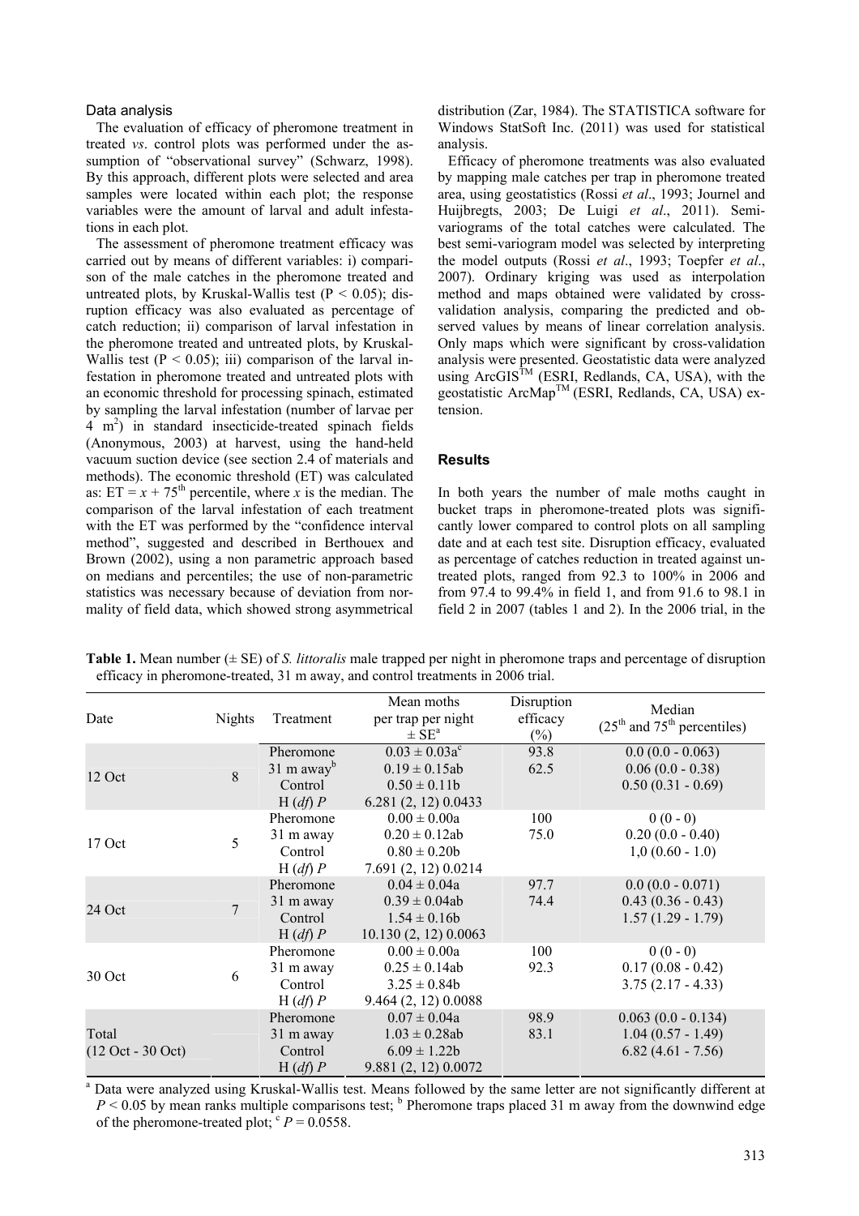### Data analysis

The evaluation of efficacy of pheromone treatment in treated *vs*. control plots was performed under the assumption of "observational survey" (Schwarz, 1998). By this approach, different plots were selected and area samples were located within each plot; the response variables were the amount of larval and adult infestations in each plot.

The assessment of pheromone treatment efficacy was carried out by means of different variables: i) comparison of the male catches in the pheromone treated and untreated plots, by Kruskal-Wallis test ($P < 0.05$); disruption efficacy was also evaluated as percentage of catch reduction; ii) comparison of larval infestation in the pheromone treated and untreated plots, by Kruskal-Wallis test ($P < 0.05$); iii) comparison of the larval infestation in pheromone treated and untreated plots with an economic threshold for processing spinach, estimated by sampling the larval infestation (number of larvae per 4 $m^2$) in standard insecticide-treated spinach fields (Anonymous, 2003) at harvest, using the hand-held vacuum suction device (see section 2.4 of materials and methods). The economic threshold (ET) was calculated as: ET = $x$ + 75$^{th}$ percentile, where $x$ is the median. The comparison of the larval infestation of each treatment with the ET was performed by the "confidence interval method", suggested and described in Berthouex and Brown (2002), using a non parametric approach based on medians and percentiles; the use of non-parametric statistics was necessary because of deviation from normality of field data, which showed strong asymmetrical distribution (Zar, 1984). The STATISTICA software for Windows StatSoft Inc. (2011) was used for statistical analysis.

Efficacy of pheromone treatments was also evaluated by mapping male catches per trap in pheromone treated area, using geostatistics (Rossi *et al*., 1993; Journel and Huijbregts, 2003; De Luigi *et al*., 2011). Semi-variograms of the total catches were calculated. The best semi-variogram model was selected by interpreting the model outputs (Rossi *et al*., 1993; Toepfer *et al*., 2007). Ordinary kriging was used as interpolation method and maps obtained were validated by cross-validation analysis, comparing the predicted and observed values by means of linear correlation analysis. Only maps which were significant by cross-validation analysis were presented. Geostatistic data were analyzed using ArcGIS™ (ESRI, Redlands, CA, USA), with the geostatistic ArcMap™ (ESRI, Redlands, CA, USA) extension.

## Results

In both years the number of male moths caught in bucket traps in pheromone-treated plots was significantly lower compared to control plots on all sampling date and at each test site. Disruption efficacy, evaluated as percentage of catches reduction in treated against untreated plots, ranged from 92.3 to 100% in 2006 and from 97.4 to 99.4% in field 1, and from 91.6 to 98.1 in field 2 in 2007 (tables 1 and 2). In the 2006 trial, in the

**Table 1.** Mean number (± SE) of *S. littoralis* male trapped per night in pheromone traps and percentage of disruption efficacy in pheromone-treated, 31 m away, and control treatments in 2006 trial.

| Date | Nights | Treatment | Mean moths per trap per night ± SE[a] | Disruption efficacy (%) | Median (25$^{th}$ and 75$^{th}$ percentiles) |
|---|---|---|---|---|---|
| 12 Oct | 8 | Pheromone | 0.03 ± 0.03a[c] | 93.8 | 0.0 (0.0 - 0.063) |
| | | 31 m away[b] | 0.19 ± 0.15ab | 62.5 | 0.06 (0.0 - 0.38) |
| | | Control | 0.50 ± 0.11b | | 0.50 (0.31 - 0.69) |
| | | H (*df*) *P* | 6.281 (2, 12) 0.0433 | | |
| 17 Oct | 5 | Pheromone | 0.00 ± 0.00a | 100 | 0 (0 - 0) |
| | | 31 m away | 0.20 ± 0.12ab | 75.0 | 0.20 (0.0 - 0.40) |
| | | Control | 0.80 ± 0.20b | | 1,0 (0.60 - 1.0) |
| | | H (*df*) *P* | 7.691 (2, 12) 0.0214 | | |
| 24 Oct | 7 | Pheromone | 0.04 ± 0.04a | 97.7 | 0.0 (0.0 - 0.071) |
| | | 31 m away | 0.39 ± 0.04ab | 74.4 | 0.43 (0.36 - 0.43) |
| | | Control | 1.54 ± 0.16b | | 1.57 (1.29 - 1.79) |
| | | H (*df*) *P* | 10.130 (2, 12) 0.0063 | | |
| 30 Oct | 6 | Pheromone | 0.00 ± 0.00a | 100 | 0 (0 - 0) |
| | | 31 m away | 0.25 ± 0.14ab | 92.3 | 0.17 (0.08 - 0.42) |
| | | Control | 3.25 ± 0.84b | | 3.75 (2.17 - 4.33) |
| | | H (*df*) *P* | 9.464 (2, 12) 0.0088 | | |
| Total (12 Oct - 30 Oct) | | Pheromone | 0.07 ± 0.04a | 98.9 | 0.063 (0.0 - 0.134) |
| | | 31 m away | 1.03 ± 0.28ab | 83.1 | 1.04 (0.57 - 1.49) |
| | | Control | 6.09 ± 1.22b | | 6.82 (4.61 - 7.56) |
| | | H (*df*) *P* | 9.881 (2, 12) 0.0072 | | |

[a] Data were analyzed using Kruskal-Wallis test. Means followed by the same letter are not significantly different at $P < 0.05$ by mean ranks multiple comparisons test; [b] Pheromone traps placed 31 m away from the downwind edge of the pheromone-treated plot; [c] $P = 0.0558$.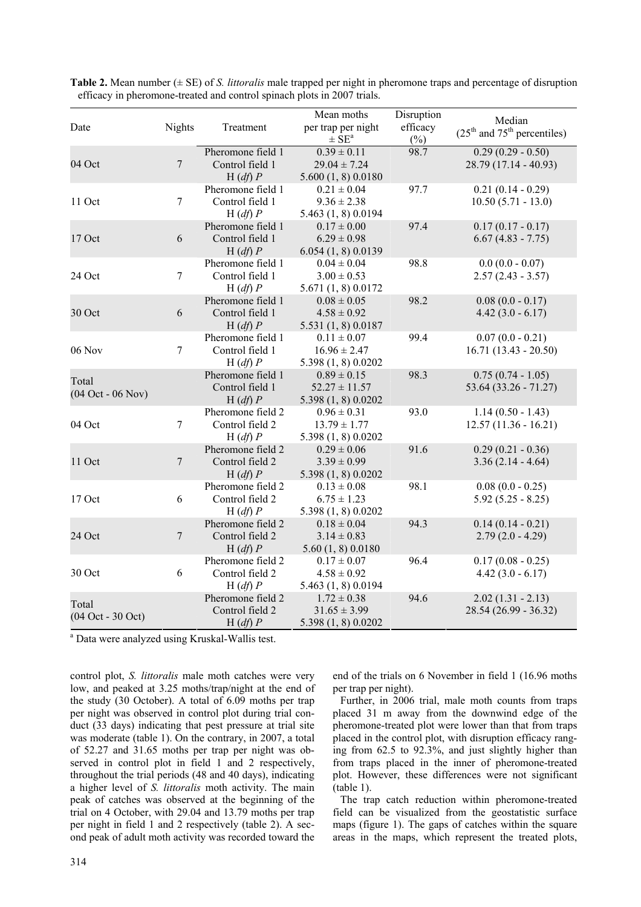**Table 2.** Mean number (± SE) of *S. littoralis* male trapped per night in pheromone traps and percentage of disruption efficacy in pheromone-treated and control spinach plots in 2007 trials.

| Date | Nights | Treatment | Mean moths per trap per night ± SE[a] | Disruption efficacy (%) | Median (25[th] and 75[th] percentiles) |
|---|---|---|---|---|---|
| 04 Oct | 7 | Pheromone field 1 | 0.39 ± 0.11 | 98.7 | 0.29 (0.29 - 0.50) |
| | | Control field 1 | 29.04 ± 7.24 | | 28.79 (17.14 - 40.93) |
| | | H (*df*) *P* | 5.600 (1, 8) 0.0180 | | |
| 11 Oct | 7 | Pheromone field 1 | 0.21 ± 0.04 | 97.7 | 0.21 (0.14 - 0.29) |
| | | Control field 1 | 9.36 ± 2.38 | | 10.50 (5.71 - 13.0) |
| | | H (*df*) *P* | 5.463 (1, 8) 0.0194 | | |
| 17 Oct | 6 | Pheromone field 1 | 0.17 ± 0.00 | 97.4 | 0.17 (0.17 - 0.17) |
| | | Control field 1 | 6.29 ± 0.98 | | 6.67 (4.83 - 7.75) |
| | | H (*df*) *P* | 6.054 (1, 8) 0.0139 | | |
| 24 Oct | 7 | Pheromone field 1 | 0.04 ± 0.04 | 98.8 | 0.0 (0.0 - 0.07) |
| | | Control field 1 | 3.00 ± 0.53 | | 2.57 (2.43 - 3.57) |
| | | H (*df*) *P* | 5.671 (1, 8) 0.0172 | | |
| 30 Oct | 6 | Pheromone field 1 | 0.08 ± 0.05 | 98.2 | 0.08 (0.0 - 0.17) |
| | | Control field 1 | 4.58 ± 0.92 | | 4.42 (3.0 - 6.17) |
| | | H (*df*) *P* | 5.531 (1, 8) 0.0187 | | |
| 06 Nov | 7 | Pheromone field 1 | 0.11 ± 0.07 | 99.4 | 0.07 (0.0 - 0.21) |
| | | Control field 1 | 16.96 ± 2.47 | | 16.71 (13.43 - 20.50) |
| | | H (*df*) *P* | 5.398 (1, 8) 0.0202 | | |
| Total (04 Oct - 06 Nov) | | Pheromone field 1 | 0.89 ± 0.15 | 98.3 | 0.75 (0.74 - 1.05) |
| | | Control field 1 | 52.27 ± 11.57 | | 53.64 (33.26 - 71.27) |
| | | H (*df*) *P* | 5.398 (1, 8) 0.0202 | | |
| 04 Oct | 7 | Pheromone field 2 | 0.96 ± 0.31 | 93.0 | 1.14 (0.50 - 1.43) |
| | | Control field 2 | 13.79 ± 1.77 | | 12.57 (11.36 - 16.21) |
| | | H (*df*) *P* | 5.398 (1, 8) 0.0202 | | |
| 11 Oct | 7 | Pheromone field 2 | 0.29 ± 0.06 | 91.6 | 0.29 (0.21 - 0.36) |
| | | Control field 2 | 3.39 ± 0.99 | | 3.36 (2.14 - 4.64) |
| | | H (*df*) *P* | 5.398 (1, 8) 0.0202 | | |
| 17 Oct | 6 | Pheromone field 2 | 0.13 ± 0.08 | 98.1 | 0.08 (0.0 - 0.25) |
| | | Control field 2 | 6.75 ± 1.23 | | 5.92 (5.25 - 8.25) |
| | | H (*df*) *P* | 5.398 (1, 8) 0.0202 | | |
| 24 Oct | 7 | Pheromone field 2 | 0.18 ± 0.04 | 94.3 | 0.14 (0.14 - 0.21) |
| | | Control field 2 | 3.14 ± 0.83 | | 2.79 (2.0 - 4.29) |
| | | H (*df*) *P* | 5.60 (1, 8) 0.0180 | | |
| 30 Oct | 6 | Pheromone field 2 | 0.17 ± 0.07 | 96.4 | 0.17 (0.08 - 0.25) |
| | | Control field 2 | 4.58 ± 0.92 | | 4.42 (3.0 - 6.17) |
| | | H (*df*) *P* | 5.463 (1, 8) 0.0194 | | |
| Total (04 Oct - 30 Oct) | | Pheromone field 2 | 1.72 ± 0.38 | 94.6 | 2.02 (1.31 - 2.13) |
| | | Control field 2 | 31.65 ± 3.99 | | 28.54 (26.99 - 36.32) |
| | | H (*df*) *P* | 5.398 (1, 8) 0.0202 | | |

[a] Data were analyzed using Kruskal-Wallis test.

control plot, *S. littoralis* male moth catches were very low, and peaked at 3.25 moths/trap/night at the end of the study (30 October). A total of 6.09 moths per trap per night was observed in control plot during trial conduct (33 days) indicating that pest pressure at trial site was moderate (table 1). On the contrary, in 2007, a total of 52.27 and 31.65 moths per trap per night was observed in control plot in field 1 and 2 respectively, throughout the trial periods (48 and 40 days), indicating a higher level of *S. littoralis* moth activity. The main peak of catches was observed at the beginning of the trial on 4 October, with 29.04 and 13.79 moths per trap per night in field 1 and 2 respectively (table 2). A second peak of adult moth activity was recorded toward the end of the trials on 6 November in field 1 (16.96 moths per trap per night).

Further, in 2006 trial, male moth counts from traps placed 31 m away from the downwind edge of the pheromone-treated plot were lower than that from traps placed in the control plot, with disruption efficacy ranging from 62.5 to 92.3%, and just slightly higher than from traps placed in the inner of pheromone-treated plot. However, these differences were not significant (table 1).

The trap catch reduction within pheromone-treated field can be visualized from the geostatistic surface maps (figure 1). The gaps of catches within the square areas in the maps, which represent the treated plots,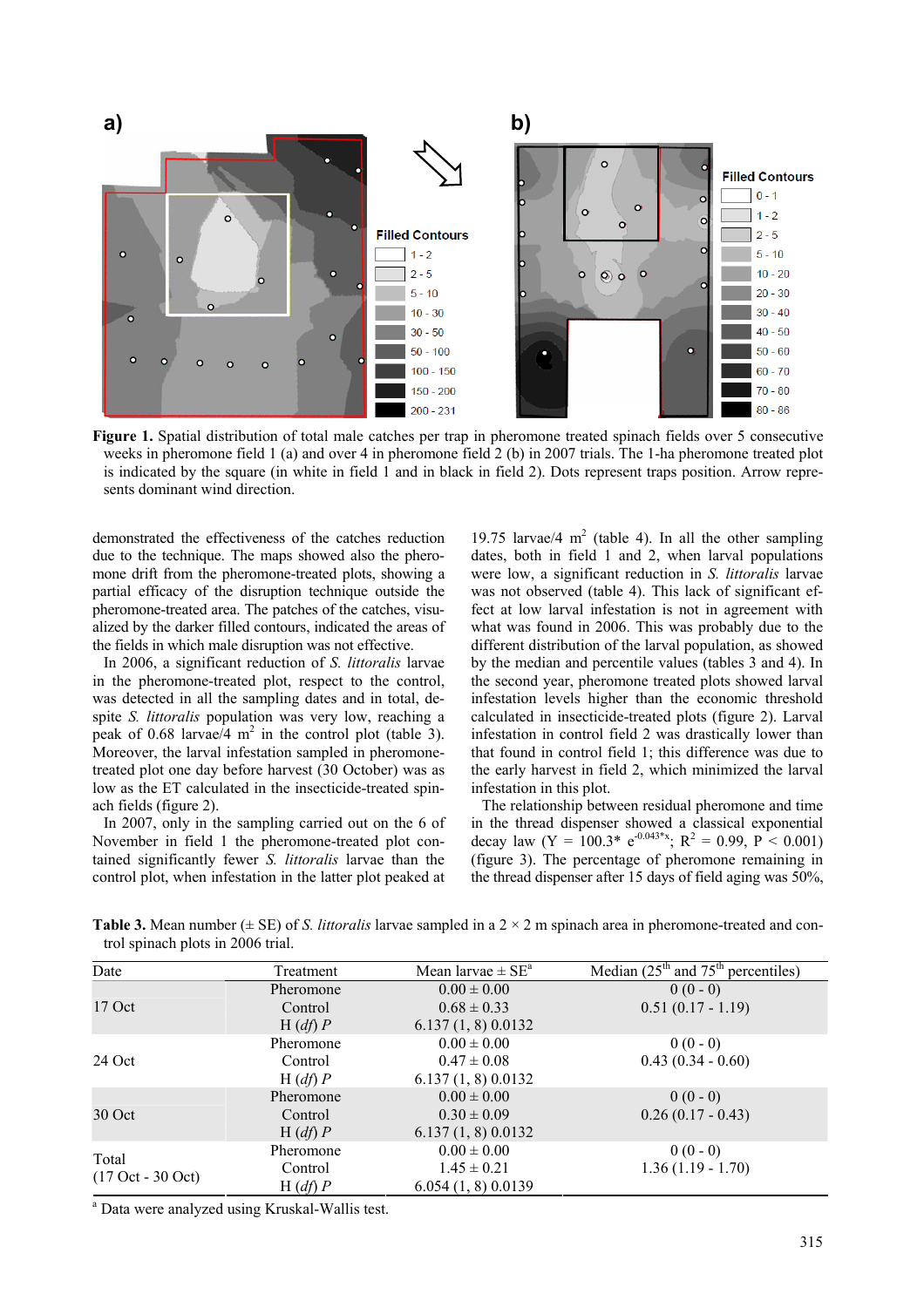**Figure 1.** Spatial distribution of total male catches per trap in pheromone treated spinach fields over 5 consecutive weeks in pheromone field 1 (a) and over 4 in pheromone field 2 (b) in 2007 trials. The 1-ha pheromone treated plot is indicated by the square (in white in field 1 and in black in field 2). Dots represent traps position. Arrow represents dominant wind direction.

demonstrated the effectiveness of the catches reduction due to the technique. The maps showed also the pheromone drift from the pheromone-treated plots, showing a partial efficacy of the disruption technique outside the pheromone-treated area. The patches of the catches, visualized by the darker filled contours, indicated the areas of the fields in which male disruption was not effective.

In 2006, a significant reduction of *S. littoralis* larvae in the pheromone-treated plot, respect to the control, was detected in all the sampling dates and in total, despite *S. littoralis* population was very low, reaching a peak of 0.68 larvae/4 $m^2$ in the control plot (table 3). Moreover, the larval infestation sampled in pheromone-treated plot one day before harvest (30 October) was as low as the ET calculated in the insecticide-treated spinach fields (figure 2).

In 2007, only in the sampling carried out on the 6 of November in field 1 the pheromone-treated plot contained significantly fewer *S. littoralis* larvae than the control plot, when infestation in the latter plot peaked at 19.75 larvae/4 $m^2$ (table 4). In all the other sampling dates, both in field 1 and 2, when larval populations were low, a significant reduction in *S. littoralis* larvae was not observed (table 4). This lack of significant effect at low larval infestation is not in agreement with what was found in 2006. This was probably due to the different distribution of the larval population, as showed by the median and percentile values (tables 3 and 4). In the second year, pheromone treated plots showed larval infestation levels higher than the economic threshold calculated in insecticide-treated plots (figure 2). Larval infestation in control field 2 was drastically lower than that found in control field 1; this difference was due to the early harvest in field 2, which minimized the larval infestation in this plot.

The relationship between residual pheromone and time in the thread dispenser showed a classical exponential decay law ($Y = 100.3 * e^{-0.043*x}$; $R^2 = 0.99$, $P < 0.001$) (figure 3). The percentage of pheromone remaining in the thread dispenser after 15 days of field aging was 50%,

**Table 3.** Mean number (± SE) of *S. littoralis* larvae sampled in a 2 × 2 m spinach area in pheromone-treated and control spinach plots in 2006 trial.

| Date | Treatment | Mean larvae ± SE[a] | Median (25th and 75th percentiles) |
|---|---|---|---|
| 17 Oct | Pheromone | 0.00 ± 0.00 | 0 (0 - 0) |
| | Control | 0.68 ± 0.33 | 0.51 (0.17 - 1.19) |
| | H (*df*) *P* | 6.137 (1, 8) 0.0132 | |
| 24 Oct | Pheromone | 0.00 ± 0.00 | 0 (0 - 0) |
| | Control | 0.47 ± 0.08 | 0.43 (0.34 - 0.60) |
| | H (*df*) *P* | 6.137 (1, 8) 0.0132 | |
| 30 Oct | Pheromone | 0.00 ± 0.00 | 0 (0 - 0) |
| | Control | 0.30 ± 0.09 | 0.26 (0.17 - 0.43) |
| | H (*df*) *P* | 6.137 (1, 8) 0.0132 | |
| Total (17 Oct - 30 Oct) | Pheromone | 0.00 ± 0.00 | 0 (0 - 0) |
| | Control | 1.45 ± 0.21 | 1.36 (1.19 - 1.70) |
| | H (*df*) *P* | 6.054 (1, 8) 0.0139 | |

[a] Data were analyzed using Kruskal-Wallis test.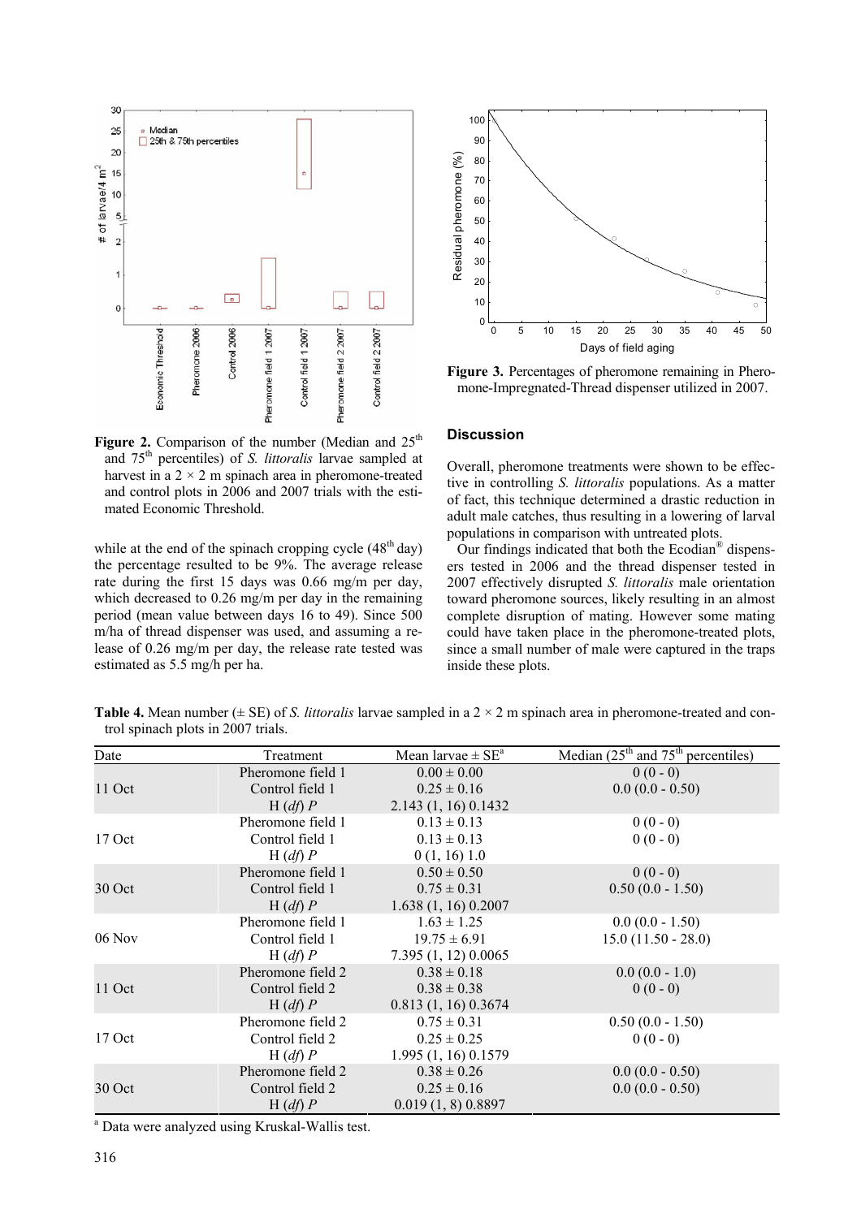**Figure 2.** Comparison of the number (Median and 25th and 75th percentiles) of *S. littoralis* larvae sampled at harvest in a 2 × 2 m spinach area in pheromone-treated and control plots in 2006 and 2007 trials with the estimated Economic Threshold.

while at the end of the spinach cropping cycle (48th day) the percentage resulted to be 9%. The average release rate during the first 15 days was 0.66 mg/m per day, which decreased to 0.26 mg/m per day in the remaining period (mean value between days 16 to 49). Since 500 m/ha of thread dispenser was used, and assuming a release of 0.26 mg/m per day, the release rate tested was estimated as 5.5 mg/h per ha.

**Figure 3.** Percentages of pheromone remaining in Pheromone-Impregnated-Thread dispenser utilized in 2007.

## Discussion

Overall, pheromone treatments were shown to be effective in controlling *S. littoralis* populations. As a matter of fact, this technique determined a drastic reduction in adult male catches, thus resulting in a lowering of larval populations in comparison with untreated plots.

Our findings indicated that both the Ecodian® dispensers tested in 2006 and the thread dispenser tested in 2007 effectively disrupted *S. littoralis* male orientation toward pheromone sources, likely resulting in an almost complete disruption of mating. However some mating could have taken place in the pheromone-treated plots, since a small number of male were captured in the traps inside these plots.

**Table 4.** Mean number (± SE) of *S. littoralis* larvae sampled in a 2 × 2 m spinach area in pheromone-treated and control spinach plots in 2007 trials.

| Date | Treatment | Mean larvae ± SE[a] | Median (25th and 75th percentiles) |
|---|---|---|---|
| 11 Oct | Pheromone field 1 | 0.00 ± 0.00 | 0 (0 - 0) |
| | Control field 1 | 0.25 ± 0.16 | 0.0 (0.0 - 0.50) |
| | H (*df*) *P* | 2.143 (1, 16) 0.1432 | |
| 17 Oct | Pheromone field 1 | 0.13 ± 0.13 | 0 (0 - 0) |
| | Control field 1 | 0.13 ± 0.13 | 0 (0 - 0) |
| | H (*df*) *P* | 0 (1, 16) 1.0 | |
| 30 Oct | Pheromone field 1 | 0.50 ± 0.50 | 0 (0 - 0) |
| | Control field 1 | 0.75 ± 0.31 | 0.50 (0.0 - 1.50) |
| | H (*df*) *P* | 1.638 (1, 16) 0.2007 | |
| 06 Nov | Pheromone field 1 | 1.63 ± 1.25 | 0.0 (0.0 - 1.50) |
| | Control field 1 | 19.75 ± 6.91 | 15.0 (11.50 - 28.0) |
| | H (*df*) *P* | 7.395 (1, 12) 0.0065 | |
| 11 Oct | Pheromone field 2 | 0.38 ± 0.18 | 0.0 (0.0 - 1.0) |
| | Control field 2 | 0.38 ± 0.38 | 0 (0 - 0) |
| | H (*df*) *P* | 0.813 (1, 16) 0.3674 | |
| 17 Oct | Pheromone field 2 | 0.75 ± 0.31 | 0.50 (0.0 - 1.50) |
| | Control field 2 | 0.25 ± 0.25 | 0 (0 - 0) |
| | H (*df*) *P* | 1.995 (1, 16) 0.1579 | |
| 30 Oct | Pheromone field 2 | 0.38 ± 0.26 | 0.0 (0.0 - 0.50) |
| | Control field 2 | 0.25 ± 0.16 | 0.0 (0.0 - 0.50) |
| | H (*df*) *P* | 0.019 (1, 8) 0.8897 | |

[a] Data were analyzed using Kruskal-Wallis test.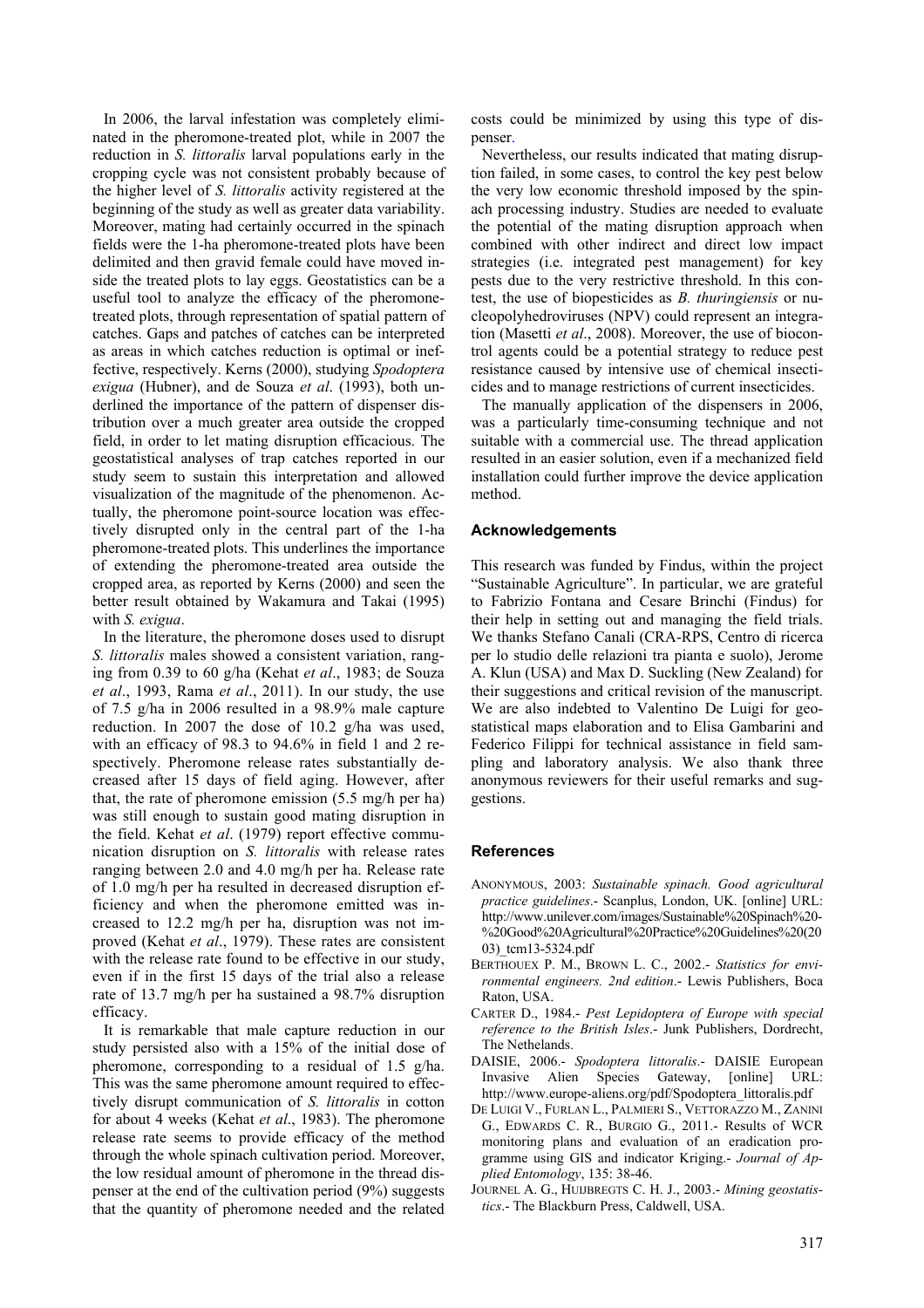In 2006, the larval infestation was completely eliminated in the pheromone-treated plot, while in 2007 the reduction in *S. littoralis* larval populations early in the cropping cycle was not consistent probably because of the higher level of *S. littoralis* activity registered at the beginning of the study as well as greater data variability. Moreover, mating had certainly occurred in the spinach fields were the 1-ha pheromone-treated plots have been delimited and then gravid female could have moved inside the treated plots to lay eggs. Geostatistics can be a useful tool to analyze the efficacy of the pheromone-treated plots, through representation of spatial pattern of catches. Gaps and patches of catches can be interpreted as areas in which catches reduction is optimal or ineffective, respectively. Kerns (2000), studying *Spodoptera exigua* (Hubner), and de Souza *et al*. (1993), both underlined the importance of the pattern of dispenser distribution over a much greater area outside the cropped field, in order to let mating disruption efficacious. The geostatistical analyses of trap catches reported in our study seem to sustain this interpretation and allowed visualization of the magnitude of the phenomenon. Actually, the pheromone point-source location was effectively disrupted only in the central part of the 1-ha pheromone-treated plots. This underlines the importance of extending the pheromone-treated area outside the cropped area, as reported by Kerns (2000) and seen the better result obtained by Wakamura and Takai (1995) with *S. exigua*.

In the literature, the pheromone doses used to disrupt *S. littoralis* males showed a consistent variation, ranging from 0.39 to 60 g/ha (Kehat *et al*., 1983; de Souza *et al*., 1993, Rama *et al*., 2011). In our study, the use of 7.5 g/ha in 2006 resulted in a 98.9% male capture reduction. In 2007 the dose of 10.2 g/ha was used, with an efficacy of 98.3 to 94.6% in field 1 and 2 respectively. Pheromone release rates substantially decreased after 15 days of field aging. However, after that, the rate of pheromone emission (5.5 mg/h per ha) was still enough to sustain good mating disruption in the field. Kehat *et al*. (1979) report effective communication disruption on *S. littoralis* with release rates ranging between 2.0 and 4.0 mg/h per ha. Release rate of 1.0 mg/h per ha resulted in decreased disruption efficiency and when the pheromone emitted was increased to 12.2 mg/h per ha, disruption was not improved (Kehat *et al*., 1979). These rates are consistent with the release rate found to be effective in our study, even if in the first 15 days of the trial also a release rate of 13.7 mg/h per ha sustained a 98.7% disruption efficacy.

It is remarkable that male capture reduction in our study persisted also with a 15% of the initial dose of pheromone, corresponding to a residual of 1.5 g/ha. This was the same pheromone amount required to effectively disrupt communication of *S. littoralis* in cotton for about 4 weeks (Kehat *et al*., 1983). The pheromone release rate seems to provide efficacy of the method through the whole spinach cultivation period. Moreover, the low residual amount of pheromone in the thread dispenser at the end of the cultivation period (9%) suggests that the quantity of pheromone needed and the related costs could be minimized by using this type of dispenser.

Nevertheless, our results indicated that mating disruption failed, in some cases, to control the key pest below the very low economic threshold imposed by the spinach processing industry. Studies are needed to evaluate the potential of the mating disruption approach when combined with other indirect and direct low impact strategies (i.e. integrated pest management) for key pests due to the very restrictive threshold. In this contest, the use of biopesticides as *B. thuringiensis* or nucleopolyhedroviruses (NPV) could represent an integration (Masetti *et al*., 2008). Moreover, the use of biocontrol agents could be a potential strategy to reduce pest resistance caused by intensive use of chemical insecticides and to manage restrictions of current insecticides.

The manually application of the dispensers in 2006, was a particularly time-consuming technique and not suitable with a commercial use. The thread application resulted in an easier solution, even if a mechanized field installation could further improve the device application method.

## Acknowledgements

This research was funded by Findus, within the project "Sustainable Agriculture". In particular, we are grateful to Fabrizio Fontana and Cesare Brinchi (Findus) for their help in setting out and managing the field trials. We thanks Stefano Canali (CRA-RPS, Centro di ricerca per lo studio delle relazioni tra pianta e suolo), Jerome A. Klun (USA) and Max D. Suckling (New Zealand) for their suggestions and critical revision of the manuscript. We are also indebted to Valentino De Luigi for geostatistical maps elaboration and to Elisa Gambarini and Federico Filippi for technical assistance in field sampling and laboratory analysis. We also thank three anonymous reviewers for their useful remarks and suggestions.

## References

ANONYMOUS, 2003: *Sustainable spinach. Good agricultural practice guidelines*.- Scanplus, London, UK. [online] URL: http://www.unilever.com/images/Sustainable%20Spinach%20-%20Good%20Agricultural%20Practice%20Guidelines%20(2003)_tcm13-5324.pdf

BERTHOUEX P. M., BROWN L. C., 2002.- *Statistics for environmental engineers. 2nd edition*.- Lewis Publishers, Boca Raton, USA.

CARTER D., 1984.- *Pest Lepidoptera of Europe with special reference to the British Isles*.- Junk Publishers, Dordrecht, The Nethelands.

DAISIE, 2006.- *Spodoptera littoralis*.- DAISIE European Invasive Alien Species Gateway, [online] URL: http://www.europe-aliens.org/pdf/Spodoptera_littoralis.pdf

DE LUIGI V., FURLAN L., PALMIERI S., VETTORAZZO M., ZANINI G., EDWARDS C. R., BURGIO G., 2011.- Results of WCR monitoring plans and evaluation of an eradication programme using GIS and indicator Kriging.- *Journal of Applied Entomology*, 135: 38-46.

JOURNEL A. G., HUIJBREGTS C. H. J., 2003.- *Mining geostatistics*.- The Blackburn Press, Caldwell, USA.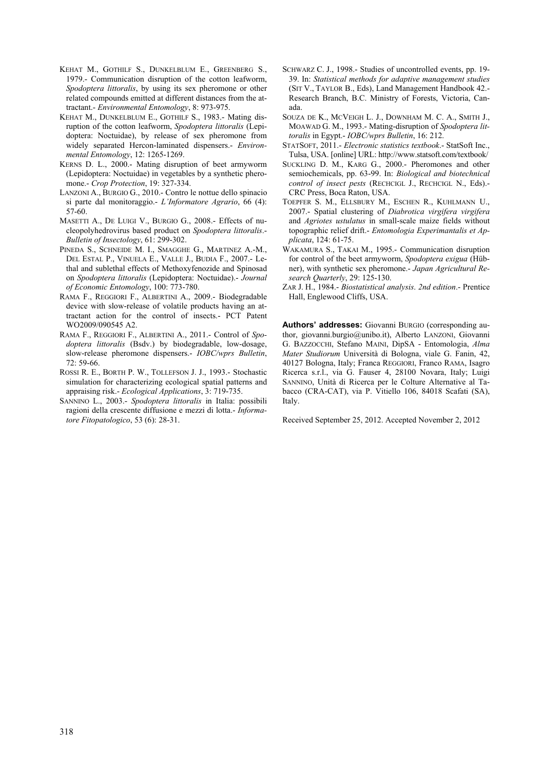KEHAT M., GOTHILF S., DUNKELBLUM E., GREENBERG S., 1979.- Communication disruption of the cotton leafworm, *Spodoptera littoralis*, by using its sex pheromone or other related compounds emitted at different distances from the attractant.- *Environmental Entomology*, 8: 973-975.

KEHAT M., DUNKELBLUM E., GOTHILF S., 1983.- Mating disruption of the cotton leafworm, *Spodoptera littoralis* (Lepidoptera: Noctuidae), by release of sex pheromone from widely separated Hercon-laminated dispensers.- *Environmental Entomology*, 12: 1265-1269.

KERNS D. L., 2000.- Mating disruption of beet armyworm (Lepidoptera: Noctuidae) in vegetables by a synthetic pheromone.- *Crop Protection*, 19: 327-334.

LANZONI A., BURGIO G., 2010.- Contro le nottue dello spinacio si parte dal monitoraggio.- *L'Informatore Agrario*, 66 (4): 57-60.

MASETTI A., DE LUIGI V., BURGIO G., 2008.- Effects of nucleopolyhedrovirus based product on *Spodoptera littoralis*.- *Bulletin of Insectology*, 61: 299-302.

PINEDA S., SCHNEIDE M. I., SMAGGHE G., MARTINEZ A.-M., DEL ESTAL P., VINUELA E., VALLE J., BUDIA F., 2007.- Lethal and sublethal effects of Methoxyfenozide and Spinosad on *Spodoptera littoralis* (Lepidoptera: Noctuidae).- *Journal of Economic Entomology*, 100: 773-780.

RAMA F., REGGIORI F., ALBERTINI A., 2009.- Biodegradable device with slow-release of volatile products having an attractant action for the control of insects.- PCT Patent WO2009/090545 A2.

RAMA F., REGGIORI F., ALBERTINI A., 2011.- Control of *Spodoptera littoralis* (Bsdv.) by biodegradable, low-dosage, slow-release pheromone dispensers.- *IOBC/wprs Bulletin*, 72: 59-66.

ROSSI R. E., BORTH P. W., TOLLEFSON J. J., 1993.- Stochastic simulation for characterizing ecological spatial patterns and appraising risk.- *Ecological Applications*, 3: 719-735.

SANNINO L., 2003.- *Spodoptera littoralis* in Italia: possibili ragioni della crescente diffusione e mezzi di lotta.- *Informatore Fitopatologico*, 53 (6): 28-31.

SCHWARZ C. J., 1998.- Studies of uncontrolled events, pp. 19-39. In: *Statistical methods for adaptive management studies* (SIT V., TAYLOR B., Eds), Land Management Handbook 42.- Research Branch, B.C. Ministry of Forests, Victoria, Canada.

SOUZA DE K., MCVEIGH L. J., DOWNHAM M. C. A., SMITH J., MOAWAD G. M., 1993.- Mating-disruption of *Spodoptera littoralis* in Egypt.- *IOBC/wprs Bulletin*, 16: 212.

STATSOFT, 2011.- *Electronic statistics textbook*.- StatSoft Inc., Tulsa, USA. [online] URL: http://www.statsoft.com/textbook/

SUCKLING D. M., KARG G., 2000.- Pheromones and other semiochemicals, pp. 63-99. In: *Biological and biotechnical control of insect pests* (RECHCIGL J., RECHCIGL N., Eds).- CRC Press, Boca Raton, USA.

TOEPFER S. M., ELLSBURY M., ESCHEN R., KUHLMANN U., 2007.- Spatial clustering of *Diabrotica virgifera virgifera* and *Agriotes ustulatus* in small-scale maize fields without topographic relief drift.- *Entomologia Experimantalis et Applicata*, 124: 61-75.

WAKAMURA S., TAKAI M., 1995.- Communication disruption for control of the beet armyworm, *Spodoptera exigua* (Hübner), with synthetic sex pheromone.- *Japan Agricultural Research Quarterly*, 29: 125-130.

ZAR J. H., 1984.- *Biostatistical analysis. 2nd edition*.- Prentice Hall, Englewood Cliffs, USA.

**Authors' addresses:** Giovanni BURGIO (corresponding author, giovanni.burgio@unibo.it), Alberto LANZONI, Giovanni G. BAZZOCCHI, Stefano MAINI, DipSA - Entomologia, *Alma Mater Studiorum* Università di Bologna, viale G. Fanin, 42, 40127 Bologna, Italy; Franca REGGIORI, Franco RAMA, Isagro Ricerca s.r.l., via G. Fauser 4, 28100 Novara, Italy; Luigi SANNINO, Unità di Ricerca per le Colture Alternative al Tabacco (CRA-CAT), via P. Vitiello 106, 84018 Scafati (SA), Italy.

Received September 25, 2012. Accepted November 2, 2012